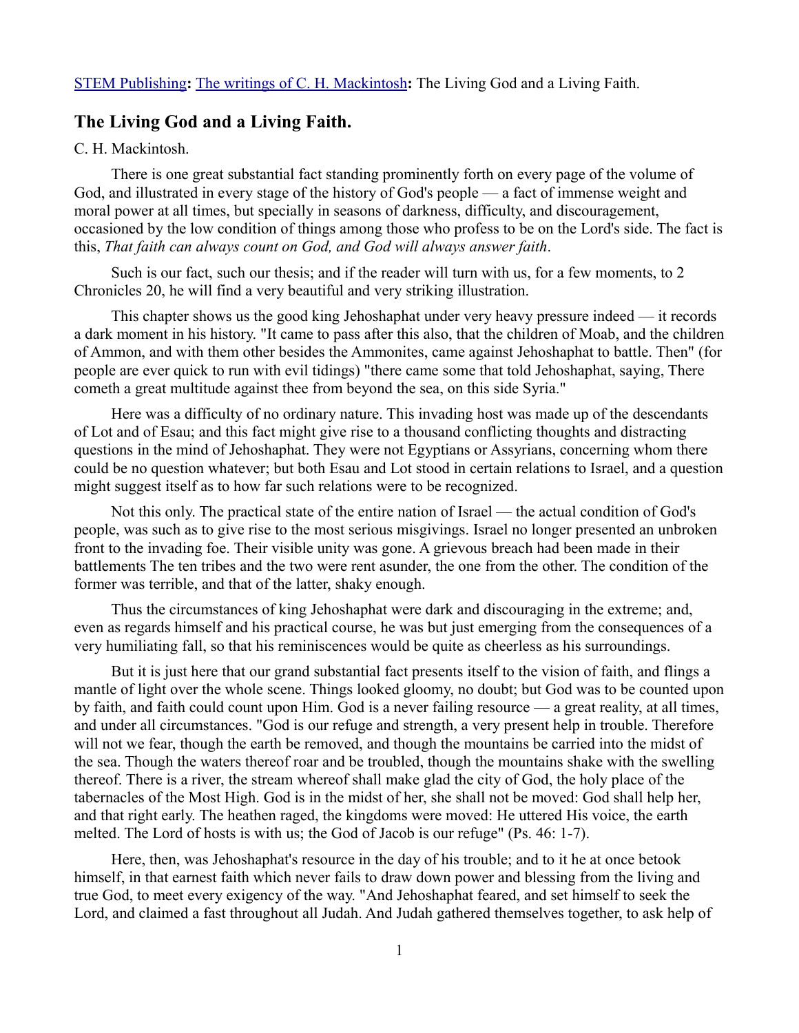STEM Publishing**:** The writings of C. H. Mackintosh**:** The Living God and a Living Faith.

## The Living God and a Living Faith.

C. H. Mackintosh.

There is one great substantial fact standing prominently forth on every page of the volume of God, and illustrated in every stage of the history of God's people — a fact of immense weight and moral power at all times, but specially in seasons of darkness, difficulty, and discouragement, occasioned by the low condition of things among those who profess to be on the Lord's side. The fact is this, *That faith can always count on God, and God will always answer faith*.

Such is our fact, such our thesis; and if the reader will turn with us, for a few moments, to 2 Chronicles 20, he will find a very beautiful and very striking illustration.

This chapter shows us the good king Jehoshaphat under very heavy pressure indeed — it records a dark moment in his history. "It came to pass after this also, that the children of Moab, and the children of Ammon, and with them other besides the Ammonites, came against Jehoshaphat to battle. Then" (for people are ever quick to run with evil tidings) "there came some that told Jehoshaphat, saying, There cometh a great multitude against thee from beyond the sea, on this side Syria."

Here was a difficulty of no ordinary nature. This invading host was made up of the descendants of Lot and of Esau; and this fact might give rise to a thousand conflicting thoughts and distracting questions in the mind of Jehoshaphat. They were not Egyptians or Assyrians, concerning whom there could be no question whatever; but both Esau and Lot stood in certain relations to Israel, and a question might suggest itself as to how far such relations were to be recognized.

Not this only. The practical state of the entire nation of Israel — the actual condition of God's people, was such as to give rise to the most serious misgivings. Israel no longer presented an unbroken front to the invading foe. Their visible unity was gone. A grievous breach had been made in their battlements The ten tribes and the two were rent asunder, the one from the other. The condition of the former was terrible, and that of the latter, shaky enough.

Thus the circumstances of king Jehoshaphat were dark and discouraging in the extreme; and, even as regards himself and his practical course, he was but just emerging from the consequences of a very humiliating fall, so that his reminiscences would be quite as cheerless as his surroundings.

But it is just here that our grand substantial fact presents itself to the vision of faith, and flings a mantle of light over the whole scene. Things looked gloomy, no doubt; but God was to be counted upon by faith, and faith could count upon Him. God is a never failing resource — a great reality, at all times, and under all circumstances. "God is our refuge and strength, a very present help in trouble. Therefore will not we fear, though the earth be removed, and though the mountains be carried into the midst of the sea. Though the waters thereof roar and be troubled, though the mountains shake with the swelling thereof. There is a river, the stream whereof shall make glad the city of God, the holy place of the tabernacles of the Most High. God is in the midst of her, she shall not be moved: God shall help her, and that right early. The heathen raged, the kingdoms were moved: He uttered His voice, the earth melted. The Lord of hosts is with us; the God of Jacob is our refuge" (Ps. 46: 1-7).

Here, then, was Jehoshaphat's resource in the day of his trouble; and to it he at once betook himself, in that earnest faith which never fails to draw down power and blessing from the living and true God, to meet every exigency of the way. "And Jehoshaphat feared, and set himself to seek the Lord, and claimed a fast throughout all Judah. And Judah gathered themselves together, to ask help of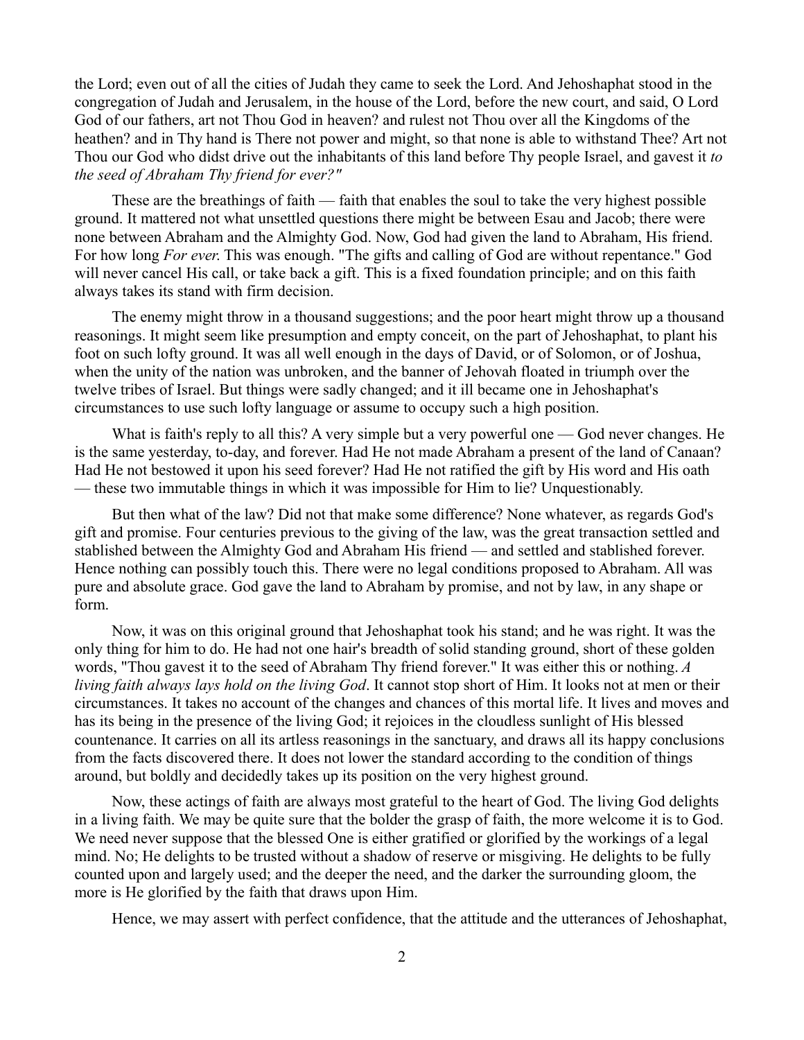the Lord; even out of all the cities of Judah they came to seek the Lord. And Jehoshaphat stood in the congregation of Judah and Jerusalem, in the house of the Lord, before the new court, and said, O Lord God of our fathers, art not Thou God in heaven? and rulest not Thou over all the Kingdoms of the heathen? and in Thy hand is There not power and might, so that none is able to withstand Thee? Art not Thou our God who didst drive out the inhabitants of this land before Thy people Israel, and gavest it *to the seed of Abraham Thy friend for ever?"*

These are the breathings of faith — faith that enables the soul to take the very highest possible ground. It mattered not what unsettled questions there might be between Esau and Jacob; there were none between Abraham and the Almighty God. Now, God had given the land to Abraham, His friend. For how long *For ever*. This was enough. "The gifts and calling of God are without repentance." God will never cancel His call, or take back a gift. This is a fixed foundation principle; and on this faith always takes its stand with firm decision.

The enemy might throw in a thousand suggestions; and the poor heart might throw up a thousand reasonings. It might seem like presumption and empty conceit, on the part of Jehoshaphat, to plant his foot on such lofty ground. It was all well enough in the days of David, or of Solomon, or of Joshua, when the unity of the nation was unbroken, and the banner of Jehovah floated in triumph over the twelve tribes of Israel. But things were sadly changed; and it ill became one in Jehoshaphat's circumstances to use such lofty language or assume to occupy such a high position.

What is faith's reply to all this? A very simple but a very powerful one — God never changes. He is the same yesterday, to-day, and forever. Had He not made Abraham a present of the land of Canaan? Had He not bestowed it upon his seed forever? Had He not ratified the gift by His word and His oath — these two immutable things in which it was impossible for Him to lie? Unquestionably.

But then what of the law? Did not that make some difference? None whatever, as regards God's gift and promise. Four centuries previous to the giving of the law, was the great transaction settled and stablished between the Almighty God and Abraham His friend — and settled and stablished forever. Hence nothing can possibly touch this. There were no legal conditions proposed to Abraham. All was pure and absolute grace. God gave the land to Abraham by promise, and not by law, in any shape or form.

Now, it was on this original ground that Jehoshaphat took his stand; and he was right. It was the only thing for him to do. He had not one hair's breadth of solid standing ground, short of these golden words, "Thou gavest it to the seed of Abraham Thy friend forever." It was either this or nothing. *A living faith always lays hold on the living God*. It cannot stop short of Him. It looks not at men or their circumstances. It takes no account of the changes and chances of this mortal life. It lives and moves and has its being in the presence of the living God; it rejoices in the cloudless sunlight of His blessed countenance. It carries on all its artless reasonings in the sanctuary, and draws all its happy conclusions from the facts discovered there. It does not lower the standard according to the condition of things around, but boldly and decidedly takes up its position on the very highest ground.

Now, these actings of faith are always most grateful to the heart of God. The living God delights in a living faith. We may be quite sure that the bolder the grasp of faith, the more welcome it is to God. We need never suppose that the blessed One is either gratified or glorified by the workings of a legal mind. No; He delights to be trusted without a shadow of reserve or misgiving. He delights to be fully counted upon and largely used; and the deeper the need, and the darker the surrounding gloom, the more is He glorified by the faith that draws upon Him.

Hence, we may assert with perfect confidence, that the attitude and the utterances of Jehoshaphat,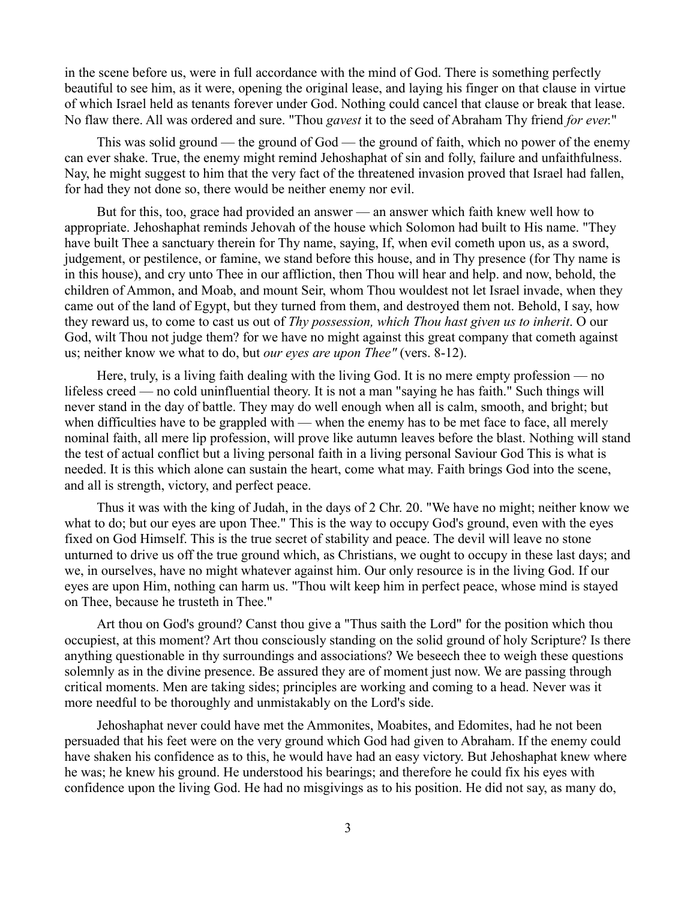in the scene before us, were in full accordance with the mind of God. There is something perfectly beautiful to see him, as it were, opening the original lease, and laying his finger on that clause in virtue of which Israel held as tenants forever under God. Nothing could cancel that clause or break that lease. No flaw there. All was ordered and sure. "Thou *gavest* it to the seed of Abraham Thy friend *for ever.*"

This was solid ground — the ground of God — the ground of faith, which no power of the enemy can ever shake. True, the enemy might remind Jehoshaphat of sin and folly, failure and unfaithfulness. Nay, he might suggest to him that the very fact of the threatened invasion proved that Israel had fallen, for had they not done so, there would be neither enemy nor evil.

But for this, too, grace had provided an answer — an answer which faith knew well how to appropriate. Jehoshaphat reminds Jehovah of the house which Solomon had built to His name. "They have built Thee a sanctuary therein for Thy name, saying, If, when evil cometh upon us, as a sword, judgement, or pestilence, or famine, we stand before this house, and in Thy presence (for Thy name is in this house), and cry unto Thee in our affliction, then Thou will hear and help. and now, behold, the children of Ammon, and Moab, and mount Seir, whom Thou wouldest not let Israel invade, when they came out of the land of Egypt, but they turned from them, and destroyed them not. Behold, I say, how they reward us, to come to cast us out of *Thy possession, which Thou hast given us to inherit*. O our God, wilt Thou not judge them? for we have no might against this great company that cometh against us; neither know we what to do, but *our eyes are upon Thee"* (vers. 8-12).

Here, truly, is a living faith dealing with the living God. It is no mere empty profession — no lifeless creed — no cold uninfluential theory. It is not a man "saying he has faith." Such things will never stand in the day of battle. They may do well enough when all is calm, smooth, and bright; but when difficulties have to be grappled with — when the enemy has to be met face to face, all merely nominal faith, all mere lip profession, will prove like autumn leaves before the blast. Nothing will stand the test of actual conflict but a living personal faith in a living personal Saviour God This is what is needed. It is this which alone can sustain the heart, come what may. Faith brings God into the scene, and all is strength, victory, and perfect peace.

Thus it was with the king of Judah, in the days of 2 Chr. 20. "We have no might; neither know we what to do; but our eyes are upon Thee." This is the way to occupy God's ground, even with the eyes fixed on God Himself. This is the true secret of stability and peace. The devil will leave no stone unturned to drive us off the true ground which, as Christians, we ought to occupy in these last days; and we, in ourselves, have no might whatever against him. Our only resource is in the living God. If our eyes are upon Him, nothing can harm us. "Thou wilt keep him in perfect peace, whose mind is stayed on Thee, because he trusteth in Thee."

Art thou on God's ground? Canst thou give a "Thus saith the Lord" for the position which thou occupiest, at this moment? Art thou consciously standing on the solid ground of holy Scripture? Is there anything questionable in thy surroundings and associations? We beseech thee to weigh these questions solemnly as in the divine presence. Be assured they are of moment just now. We are passing through critical moments. Men are taking sides; principles are working and coming to a head. Never was it more needful to be thoroughly and unmistakably on the Lord's side.

Jehoshaphat never could have met the Ammonites, Moabites, and Edomites, had he not been persuaded that his feet were on the very ground which God had given to Abraham. If the enemy could have shaken his confidence as to this, he would have had an easy victory. But Jehoshaphat knew where he was; he knew his ground. He understood his bearings; and therefore he could fix his eyes with confidence upon the living God. He had no misgivings as to his position. He did not say, as many do,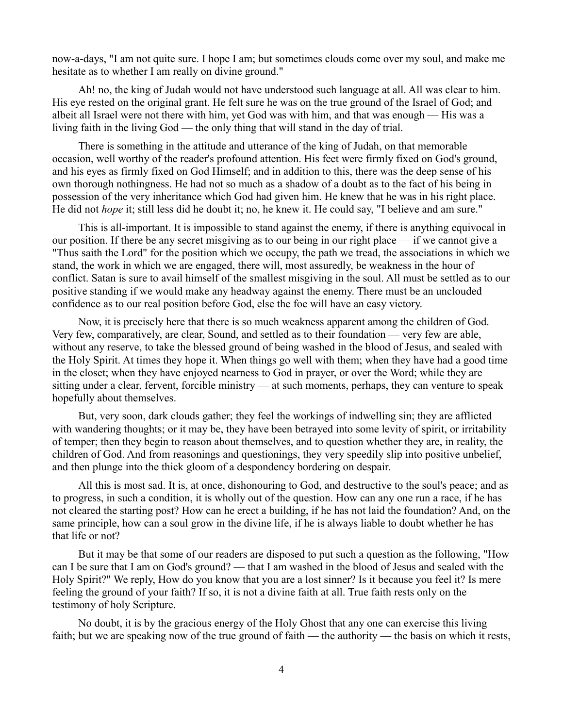now-a-days, "I am not quite sure. I hope I am; but sometimes clouds come over my soul, and make me hesitate as to whether I am really on divine ground."

Ah! no, the king of Judah would not have understood such language at all. All was clear to him. His eye rested on the original grant. He felt sure he was on the true ground of the Israel of God; and albeit all Israel were not there with him, yet God was with him, and that was enough — His was a living faith in the living God — the only thing that will stand in the day of trial.

There is something in the attitude and utterance of the king of Judah, on that memorable occasion, well worthy of the reader's profound attention. His feet were firmly fixed on God's ground, and his eyes as firmly fixed on God Himself; and in addition to this, there was the deep sense of his own thorough nothingness. He had not so much as a shadow of a doubt as to the fact of his being in possession of the very inheritance which God had given him. He knew that he was in his right place. He did not *hope* it; still less did he doubt it; no, he knew it. He could say, "I believe and am sure."

This is all-important. It is impossible to stand against the enemy, if there is anything equivocal in our position. If there be any secret misgiving as to our being in our right place — if we cannot give a "Thus saith the Lord" for the position which we occupy, the path we tread, the associations in which we stand, the work in which we are engaged, there will, most assuredly, be weakness in the hour of conflict. Satan is sure to avail himself of the smallest misgiving in the soul. All must be settled as to our positive standing if we would make any headway against the enemy. There must be an unclouded confidence as to our real position before God, else the foe will have an easy victory.

Now, it is precisely here that there is so much weakness apparent among the children of God. Very few, comparatively, are clear, Sound, and settled as to their foundation — very few are able, without any reserve, to take the blessed ground of being washed in the blood of Jesus, and sealed with the Holy Spirit. At times they hope it. When things go well with them; when they have had a good time in the closet; when they have enjoyed nearness to God in prayer, or over the Word; while they are sitting under a clear, fervent, forcible ministry — at such moments, perhaps, they can venture to speak hopefully about themselves.

But, very soon, dark clouds gather; they feel the workings of indwelling sin; they are afflicted with wandering thoughts; or it may be, they have been betrayed into some levity of spirit, or irritability of temper; then they begin to reason about themselves, and to question whether they are, in reality, the children of God. And from reasonings and questionings, they very speedily slip into positive unbelief, and then plunge into the thick gloom of a despondency bordering on despair.

All this is most sad. It is, at once, dishonouring to God, and destructive to the soul's peace; and as to progress, in such a condition, it is wholly out of the question. How can any one run a race, if he has not cleared the starting post? How can he erect a building, if he has not laid the foundation? And, on the same principle, how can a soul grow in the divine life, if he is always liable to doubt whether he has that life or not?

But it may be that some of our readers are disposed to put such a question as the following, "How can I be sure that I am on God's ground? — that I am washed in the blood of Jesus and sealed with the Holy Spirit?" We reply, How do you know that you are a lost sinner? Is it because you feel it? Is mere feeling the ground of your faith? If so, it is not a divine faith at all. True faith rests only on the testimony of holy Scripture.

No doubt, it is by the gracious energy of the Holy Ghost that any one can exercise this living faith; but we are speaking now of the true ground of faith — the authority — the basis on which it rests,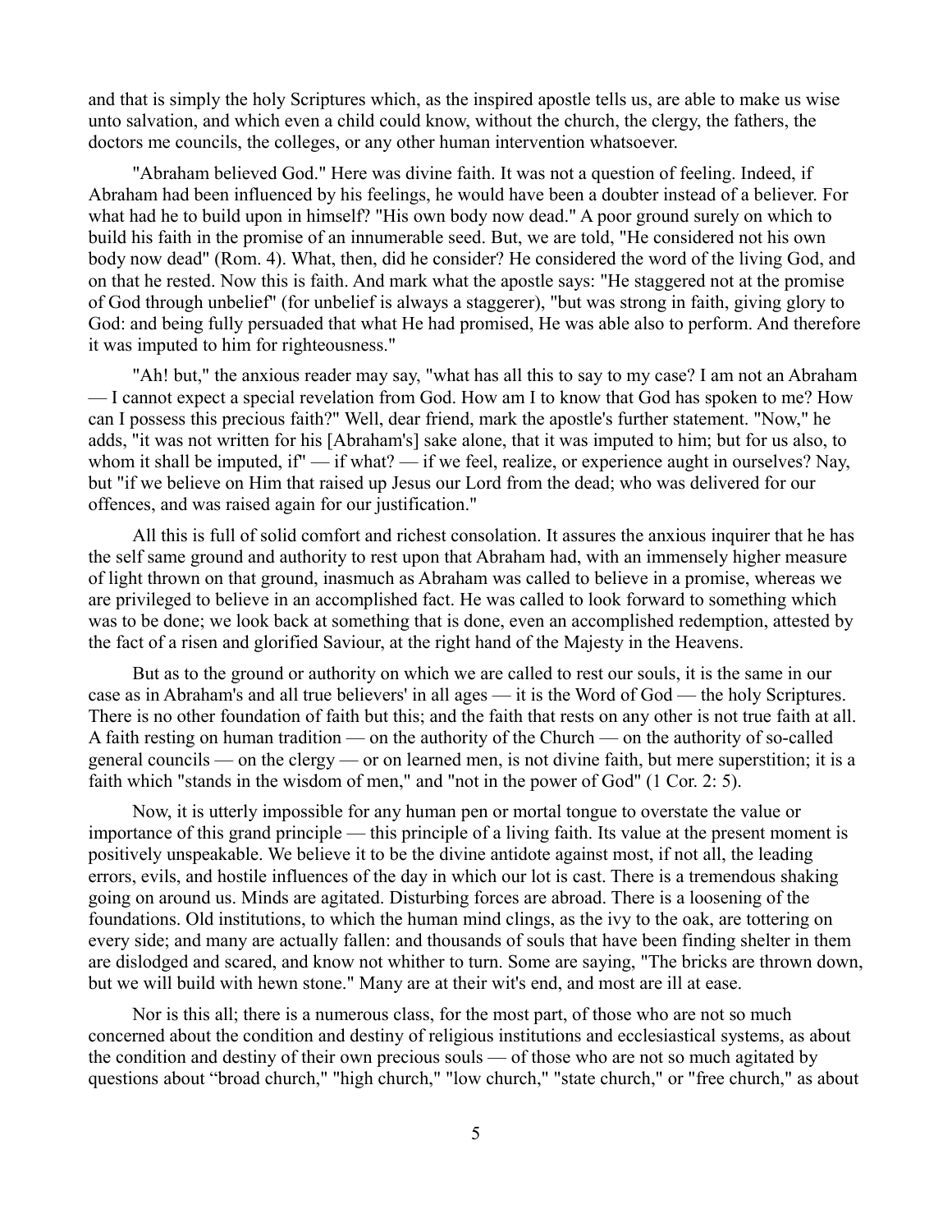and that is simply the holy Scriptures which, as the inspired apostle tells us, are able to make us wise unto salvation, and which even a child could know, without the church, the clergy, the fathers, the doctors me councils, the colleges, or any other human intervention whatsoever.

"Abraham believed God." Here was divine faith. It was not a question of feeling. Indeed, if Abraham had been influenced by his feelings, he would have been a doubter instead of a believer. For what had he to build upon in himself? "His own body now dead." A poor ground surely on which to build his faith in the promise of an innumerable seed. But, we are told, "He considered not his own body now dead" (Rom. 4). What, then, did he consider? He considered the word of the living God, and on that he rested. Now this is faith. And mark what the apostle says: "He staggered not at the promise of God through unbelief" (for unbelief is always a staggerer), "but was strong in faith, giving glory to God: and being fully persuaded that what He had promised, He was able also to perform. And therefore it was imputed to him for righteousness."

"Ah! but," the anxious reader may say, "what has all this to say to my case? I am not an Abraham — I cannot expect a special revelation from God. How am I to know that God has spoken to me? How can I possess this precious faith?" Well, dear friend, mark the apostle's further statement. "Now," he adds, "it was not written for his [Abraham's] sake alone, that it was imputed to him; but for us also, to whom it shall be imputed, if" — if what? — if we feel, realize, or experience aught in ourselves? Nay, but "if we believe on Him that raised up Jesus our Lord from the dead; who was delivered for our offences, and was raised again for our justification."

All this is full of solid comfort and richest consolation. It assures the anxious inquirer that he has the self same ground and authority to rest upon that Abraham had, with an immensely higher measure of light thrown on that ground, inasmuch as Abraham was called to believe in a promise, whereas we are privileged to believe in an accomplished fact. He was called to look forward to something which was to be done; we look back at something that is done, even an accomplished redemption, attested by the fact of a risen and glorified Saviour, at the right hand of the Majesty in the Heavens.

But as to the ground or authority on which we are called to rest our souls, it is the same in our case as in Abraham's and all true believers' in all ages — it is the Word of God — the holy Scriptures. There is no other foundation of faith but this; and the faith that rests on any other is not true faith at all. A faith resting on human tradition — on the authority of the Church — on the authority of so-called general councils — on the clergy — or on learned men, is not divine faith, but mere superstition; it is a faith which "stands in the wisdom of men," and "not in the power of God" (1 Cor. 2: 5).

Now, it is utterly impossible for any human pen or mortal tongue to overstate the value or importance of this grand principle — this principle of a living faith. Its value at the present moment is positively unspeakable. We believe it to be the divine antidote against most, if not all, the leading errors, evils, and hostile influences of the day in which our lot is cast. There is a tremendous shaking going on around us. Minds are agitated. Disturbing forces are abroad. There is a loosening of the foundations. Old institutions, to which the human mind clings, as the ivy to the oak, are tottering on every side; and many are actually fallen: and thousands of souls that have been finding shelter in them are dislodged and scared, and know not whither to turn. Some are saying, "The bricks are thrown down, but we will build with hewn stone." Many are at their wit's end, and most are ill at ease.

Nor is this all; there is a numerous class, for the most part, of those who are not so much concerned about the condition and destiny of religious institutions and ecclesiastical systems, as about the condition and destiny of their own precious souls — of those who are not so much agitated by questions about "broad church," "high church," "low church," "state church," or "free church," as about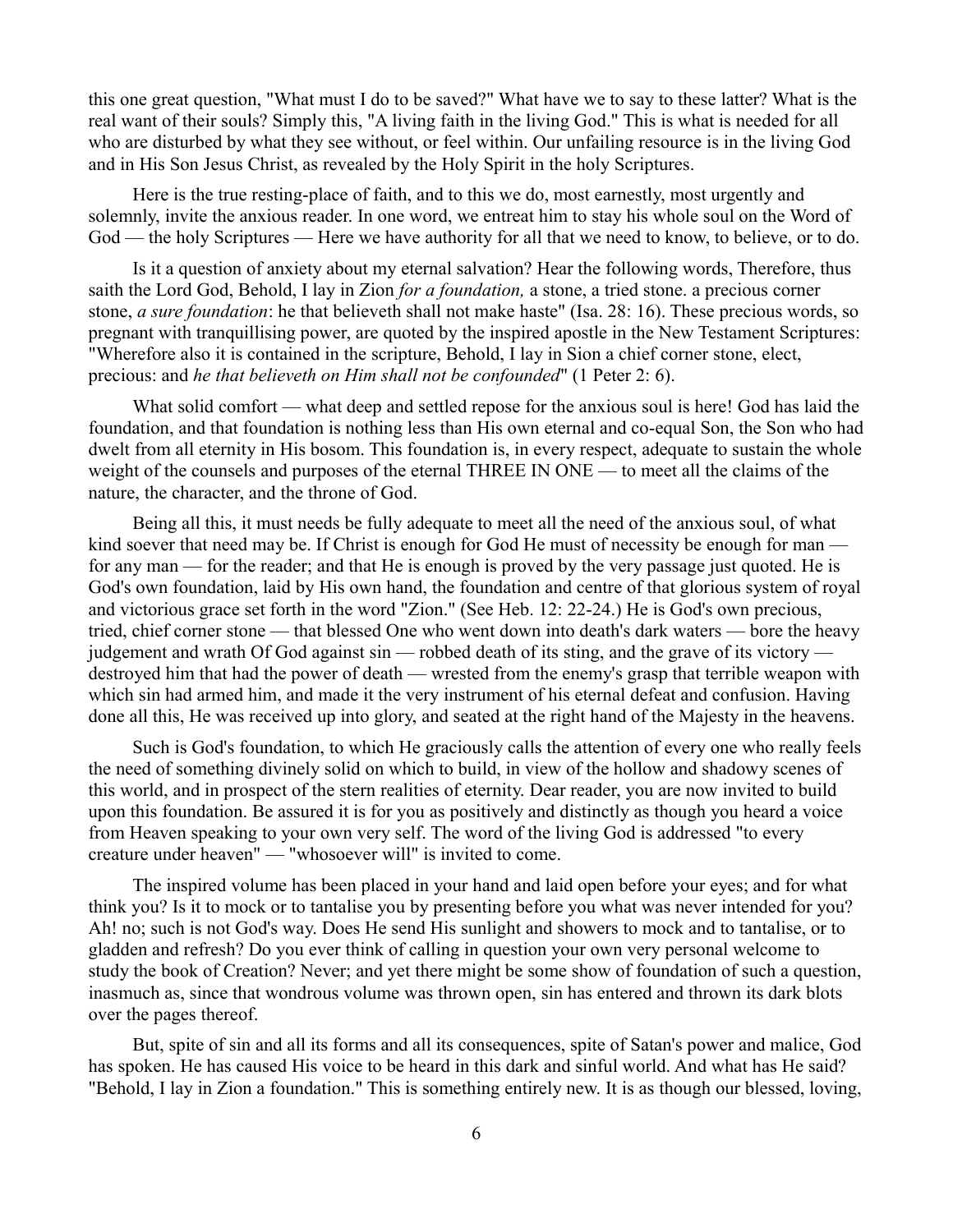this one great question, "What must I do to be saved?" What have we to say to these latter? What is the real want of their souls? Simply this, "A living faith in the living God." This is what is needed for all who are disturbed by what they see without, or feel within. Our unfailing resource is in the living God and in His Son Jesus Christ, as revealed by the Holy Spirit in the holy Scriptures.

Here is the true resting-place of faith, and to this we do, most earnestly, most urgently and solemnly, invite the anxious reader. In one word, we entreat him to stay his whole soul on the Word of God — the holy Scriptures — Here we have authority for all that we need to know, to believe, or to do.

Is it a question of anxiety about my eternal salvation? Hear the following words, Therefore, thus saith the Lord God, Behold, I lay in Zion *for a foundation,* a stone, a tried stone. a precious corner stone, *a sure foundation*: he that believeth shall not make haste" (Isa. 28: 16). These precious words, so pregnant with tranquillising power, are quoted by the inspired apostle in the New Testament Scriptures: "Wherefore also it is contained in the scripture, Behold, I lay in Sion a chief corner stone, elect, precious: and *he that believeth on Him shall not be confounded*" (1 Peter 2: 6).

What solid comfort — what deep and settled repose for the anxious soul is here! God has laid the foundation, and that foundation is nothing less than His own eternal and co-equal Son, the Son who had dwelt from all eternity in His bosom. This foundation is, in every respect, adequate to sustain the whole weight of the counsels and purposes of the eternal THREE IN ONE — to meet all the claims of the nature, the character, and the throne of God.

Being all this, it must needs be fully adequate to meet all the need of the anxious soul, of what kind soever that need may be. If Christ is enough for God He must of necessity be enough for man — for any man — for the reader; and that He is enough is proved by the very passage just quoted. He is God's own foundation, laid by His own hand, the foundation and centre of that glorious system of royal and victorious grace set forth in the word "Zion." (See Heb. 12: 22-24.) He is God's own precious, tried, chief corner stone — that blessed One who went down into death's dark waters — bore the heavy judgement and wrath Of God against sin — robbed death of its sting, and the grave of its victory — destroyed him that had the power of death — wrested from the enemy's grasp that terrible weapon with which sin had armed him, and made it the very instrument of his eternal defeat and confusion. Having done all this, He was received up into glory, and seated at the right hand of the Majesty in the heavens.

Such is God's foundation, to which He graciously calls the attention of every one who really feels the need of something divinely solid on which to build, in view of the hollow and shadowy scenes of this world, and in prospect of the stern realities of eternity. Dear reader, you are now invited to build upon this foundation. Be assured it is for you as positively and distinctly as though you heard a voice from Heaven speaking to your own very self. The word of the living God is addressed "to every creature under heaven" — "whosoever will" is invited to come.

The inspired volume has been placed in your hand and laid open before your eyes; and for what think you? Is it to mock or to tantalise you by presenting before you what was never intended for you? Ah! no; such is not God's way. Does He send His sunlight and showers to mock and to tantalise, or to gladden and refresh? Do you ever think of calling in question your own very personal welcome to study the book of Creation? Never; and yet there might be some show of foundation of such a question, inasmuch as, since that wondrous volume was thrown open, sin has entered and thrown its dark blots over the pages thereof.

But, spite of sin and all its forms and all its consequences, spite of Satan's power and malice, God has spoken. He has caused His voice to be heard in this dark and sinful world. And what has He said? "Behold, I lay in Zion a foundation." This is something entirely new. It is as though our blessed, loving,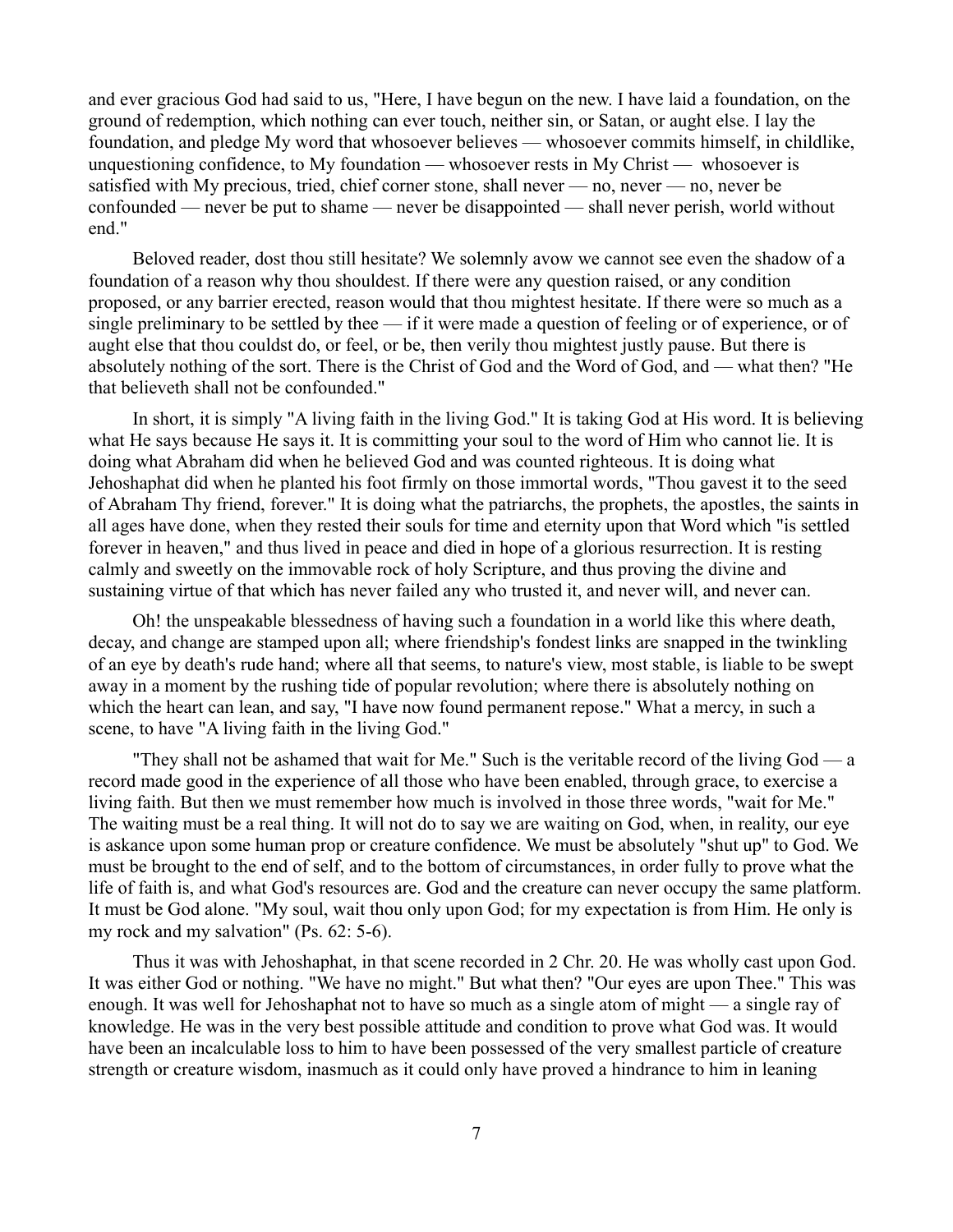and ever gracious God had said to us, "Here, I have begun on the new. I have laid a foundation, on the ground of redemption, which nothing can ever touch, neither sin, or Satan, or aught else. I lay the foundation, and pledge My word that whosoever believes — whosoever commits himself, in childlike, unquestioning confidence, to My foundation — whosoever rests in My Christ — whosoever is satisfied with My precious, tried, chief corner stone, shall never — no, never — no, never be confounded — never be put to shame — never be disappointed — shall never perish, world without end."

Beloved reader, dost thou still hesitate? We solemnly avow we cannot see even the shadow of a foundation of a reason why thou shouldest. If there were any question raised, or any condition proposed, or any barrier erected, reason would that thou mightest hesitate. If there were so much as a single preliminary to be settled by thee — if it were made a question of feeling or of experience, or of aught else that thou couldst do, or feel, or be, then verily thou mightest justly pause. But there is absolutely nothing of the sort. There is the Christ of God and the Word of God, and — what then? "He that believeth shall not be confounded."

In short, it is simply "A living faith in the living God." It is taking God at His word. It is believing what He says because He says it. It is committing your soul to the word of Him who cannot lie. It is doing what Abraham did when he believed God and was counted righteous. It is doing what Jehoshaphat did when he planted his foot firmly on those immortal words, "Thou gavest it to the seed of Abraham Thy friend, forever." It is doing what the patriarchs, the prophets, the apostles, the saints in all ages have done, when they rested their souls for time and eternity upon that Word which "is settled forever in heaven," and thus lived in peace and died in hope of a glorious resurrection. It is resting calmly and sweetly on the immovable rock of holy Scripture, and thus proving the divine and sustaining virtue of that which has never failed any who trusted it, and never will, and never can.

Oh! the unspeakable blessedness of having such a foundation in a world like this where death, decay, and change are stamped upon all; where friendship's fondest links are snapped in the twinkling of an eye by death's rude hand; where all that seems, to nature's view, most stable, is liable to be swept away in a moment by the rushing tide of popular revolution; where there is absolutely nothing on which the heart can lean, and say, "I have now found permanent repose." What a mercy, in such a scene, to have "A living faith in the living God."

"They shall not be ashamed that wait for Me." Such is the veritable record of the living God — a record made good in the experience of all those who have been enabled, through grace, to exercise a living faith. But then we must remember how much is involved in those three words, "wait for Me." The waiting must be a real thing. It will not do to say we are waiting on God, when, in reality, our eye is askance upon some human prop or creature confidence. We must be absolutely "shut up" to God. We must be brought to the end of self, and to the bottom of circumstances, in order fully to prove what the life of faith is, and what God's resources are. God and the creature can never occupy the same platform. It must be God alone. "My soul, wait thou only upon God; for my expectation is from Him. He only is my rock and my salvation" (Ps. 62: 5-6).

Thus it was with Jehoshaphat, in that scene recorded in 2 Chr. 20. He was wholly cast upon God. It was either God or nothing. "We have no might." But what then? "Our eyes are upon Thee." This was enough. It was well for Jehoshaphat not to have so much as a single atom of might — a single ray of knowledge. He was in the very best possible attitude and condition to prove what God was. It would have been an incalculable loss to him to have been possessed of the very smallest particle of creature strength or creature wisdom, inasmuch as it could only have proved a hindrance to him in leaning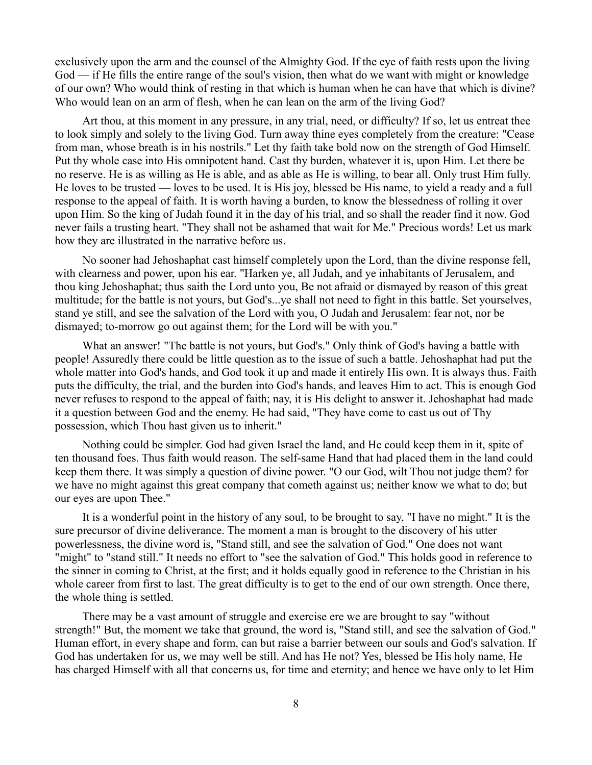exclusively upon the arm and the counsel of the Almighty God. If the eye of faith rests upon the living God — if He fills the entire range of the soul's vision, then what do we want with might or knowledge of our own? Who would think of resting in that which is human when he can have that which is divine? Who would lean on an arm of flesh, when he can lean on the arm of the living God?

Art thou, at this moment in any pressure, in any trial, need, or difficulty? If so, let us entreat thee to look simply and solely to the living God. Turn away thine eyes completely from the creature: "Cease from man, whose breath is in his nostrils." Let thy faith take bold now on the strength of God Himself. Put thy whole case into His omnipotent hand. Cast thy burden, whatever it is, upon Him. Let there be no reserve. He is as willing as He is able, and as able as He is willing, to bear all. Only trust Him fully. He loves to be trusted — loves to be used. It is His joy, blessed be His name, to yield a ready and a full response to the appeal of faith. It is worth having a burden, to know the blessedness of rolling it over upon Him. So the king of Judah found it in the day of his trial, and so shall the reader find it now. God never fails a trusting heart. "They shall not be ashamed that wait for Me." Precious words! Let us mark how they are illustrated in the narrative before us.

No sooner had Jehoshaphat cast himself completely upon the Lord, than the divine response fell, with clearness and power, upon his ear. "Harken ye, all Judah, and ye inhabitants of Jerusalem, and thou king Jehoshaphat; thus saith the Lord unto you, Be not afraid or dismayed by reason of this great multitude; for the battle is not yours, but God's...ye shall not need to fight in this battle. Set yourselves, stand ye still, and see the salvation of the Lord with you, O Judah and Jerusalem: fear not, nor be dismayed; to-morrow go out against them; for the Lord will be with you."

What an answer! "The battle is not yours, but God's." Only think of God's having a battle with people! Assuredly there could be little question as to the issue of such a battle. Jehoshaphat had put the whole matter into God's hands, and God took it up and made it entirely His own. It is always thus. Faith puts the difficulty, the trial, and the burden into God's hands, and leaves Him to act. This is enough God never refuses to respond to the appeal of faith; nay, it is His delight to answer it. Jehoshaphat had made it a question between God and the enemy. He had said, "They have come to cast us out of Thy possession, which Thou hast given us to inherit."

Nothing could be simpler. God had given Israel the land, and He could keep them in it, spite of ten thousand foes. Thus faith would reason. The self-same Hand that had placed them in the land could keep them there. It was simply a question of divine power. "O our God, wilt Thou not judge them? for we have no might against this great company that cometh against us; neither know we what to do; but our eyes are upon Thee."

It is a wonderful point in the history of any soul, to be brought to say, "I have no might." It is the sure precursor of divine deliverance. The moment a man is brought to the discovery of his utter powerlessness, the divine word is, "Stand still, and see the salvation of God." One does not want "might" to "stand still." It needs no effort to "see the salvation of God." This holds good in reference to the sinner in coming to Christ, at the first; and it holds equally good in reference to the Christian in his whole career from first to last. The great difficulty is to get to the end of our own strength. Once there, the whole thing is settled.

There may be a vast amount of struggle and exercise ere we are brought to say "without strength!" But, the moment we take that ground, the word is, "Stand still, and see the salvation of God." Human effort, in every shape and form, can but raise a barrier between our souls and God's salvation. If God has undertaken for us, we may well be still. And has He not? Yes, blessed be His holy name, He has charged Himself with all that concerns us, for time and eternity; and hence we have only to let Him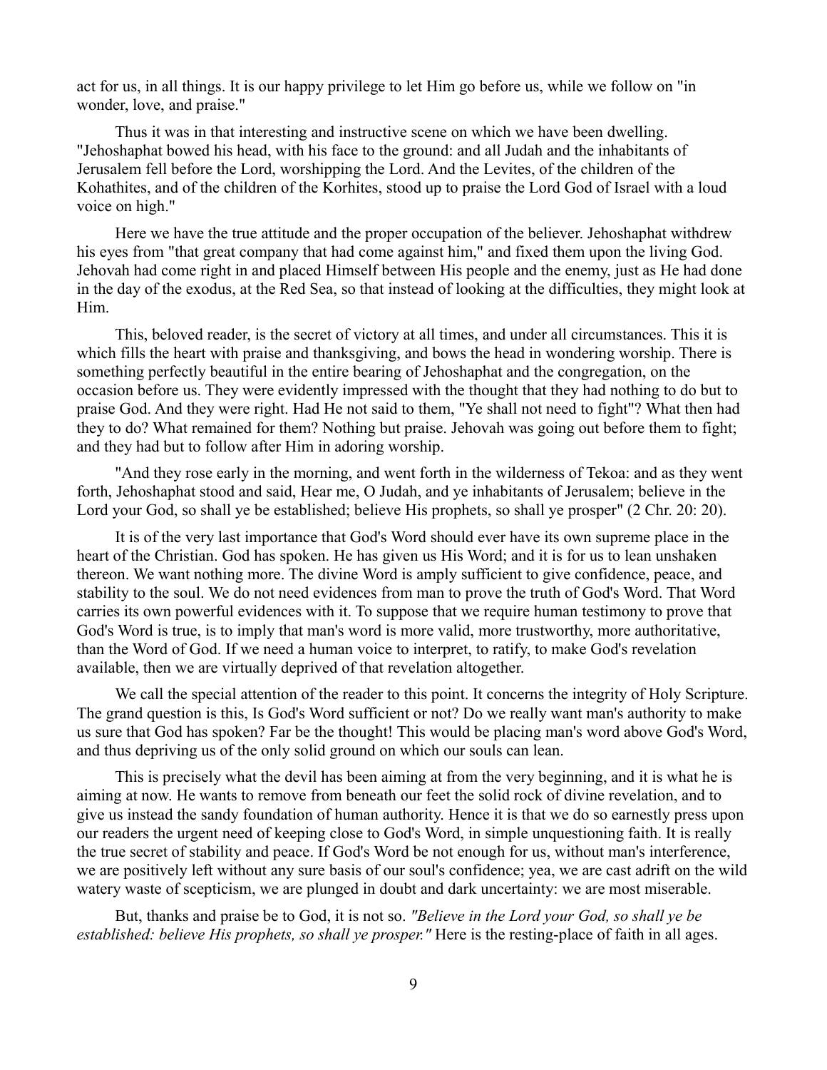act for us, in all things. It is our happy privilege to let Him go before us, while we follow on "in wonder, love, and praise."

Thus it was in that interesting and instructive scene on which we have been dwelling. "Jehoshaphat bowed his head, with his face to the ground: and all Judah and the inhabitants of Jerusalem fell before the Lord, worshipping the Lord. And the Levites, of the children of the Kohathites, and of the children of the Korhites, stood up to praise the Lord God of Israel with a loud voice on high."

Here we have the true attitude and the proper occupation of the believer. Jehoshaphat withdrew his eyes from "that great company that had come against him," and fixed them upon the living God. Jehovah had come right in and placed Himself between His people and the enemy, just as He had done in the day of the exodus, at the Red Sea, so that instead of looking at the difficulties, they might look at Him.

This, beloved reader, is the secret of victory at all times, and under all circumstances. This it is which fills the heart with praise and thanksgiving, and bows the head in wondering worship. There is something perfectly beautiful in the entire bearing of Jehoshaphat and the congregation, on the occasion before us. They were evidently impressed with the thought that they had nothing to do but to praise God. And they were right. Had He not said to them, "Ye shall not need to fight"? What then had they to do? What remained for them? Nothing but praise. Jehovah was going out before them to fight; and they had but to follow after Him in adoring worship.

"And they rose early in the morning, and went forth in the wilderness of Tekoa: and as they went forth, Jehoshaphat stood and said, Hear me, O Judah, and ye inhabitants of Jerusalem; believe in the Lord your God, so shall ye be established; believe His prophets, so shall ye prosper" (2 Chr. 20: 20).

It is of the very last importance that God's Word should ever have its own supreme place in the heart of the Christian. God has spoken. He has given us His Word; and it is for us to lean unshaken thereon. We want nothing more. The divine Word is amply sufficient to give confidence, peace, and stability to the soul. We do not need evidences from man to prove the truth of God's Word. That Word carries its own powerful evidences with it. To suppose that we require human testimony to prove that God's Word is true, is to imply that man's word is more valid, more trustworthy, more authoritative, than the Word of God. If we need a human voice to interpret, to ratify, to make God's revelation available, then we are virtually deprived of that revelation altogether.

We call the special attention of the reader to this point. It concerns the integrity of Holy Scripture. The grand question is this, Is God's Word sufficient or not? Do we really want man's authority to make us sure that God has spoken? Far be the thought! This would be placing man's word above God's Word, and thus depriving us of the only solid ground on which our souls can lean.

This is precisely what the devil has been aiming at from the very beginning, and it is what he is aiming at now. He wants to remove from beneath our feet the solid rock of divine revelation, and to give us instead the sandy foundation of human authority. Hence it is that we do so earnestly press upon our readers the urgent need of keeping close to God's Word, in simple unquestioning faith. It is really the true secret of stability and peace. If God's Word be not enough for us, without man's interference, we are positively left without any sure basis of our soul's confidence; yea, we are cast adrift on the wild watery waste of scepticism, we are plunged in doubt and dark uncertainty: we are most miserable.

But, thanks and praise be to God, it is not so. *"Believe in the Lord your God, so shall ye be established: believe His prophets, so shall ye prosper."* Here is the resting-place of faith in all ages.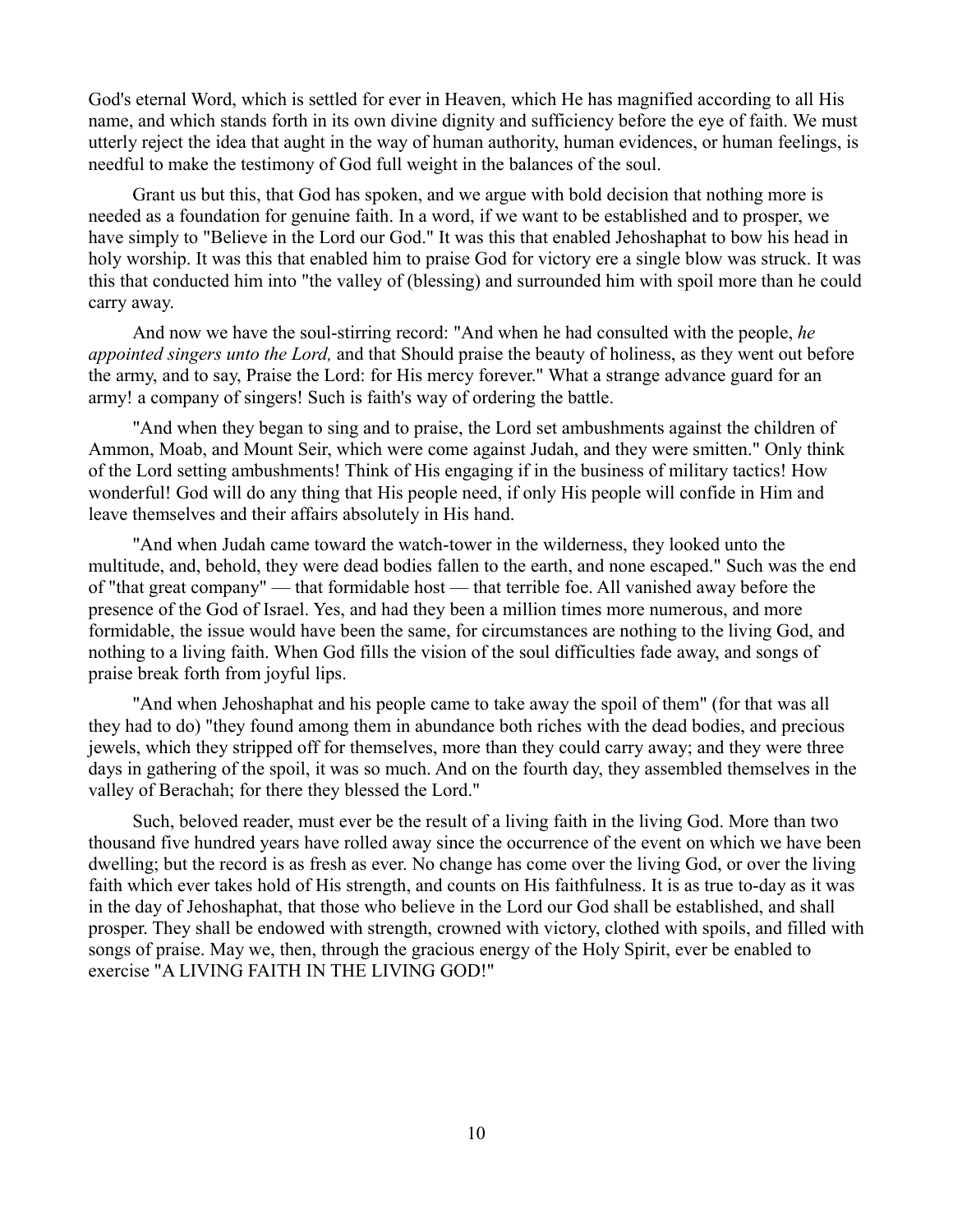God's eternal Word, which is settled for ever in Heaven, which He has magnified according to all His name, and which stands forth in its own divine dignity and sufficiency before the eye of faith. We must utterly reject the idea that aught in the way of human authority, human evidences, or human feelings, is needful to make the testimony of God full weight in the balances of the soul.

Grant us but this, that God has spoken, and we argue with bold decision that nothing more is needed as a foundation for genuine faith. In a word, if we want to be established and to prosper, we have simply to "Believe in the Lord our God." It was this that enabled Jehoshaphat to bow his head in holy worship. It was this that enabled him to praise God for victory ere a single blow was struck. It was this that conducted him into "the valley of (blessing) and surrounded him with spoil more than he could carry away.

And now we have the soul-stirring record: "And when he had consulted with the people, *he appointed singers unto the Lord,* and that Should praise the beauty of holiness, as they went out before the army, and to say, Praise the Lord: for His mercy forever." What a strange advance guard for an army! a company of singers! Such is faith's way of ordering the battle.

"And when they began to sing and to praise, the Lord set ambushments against the children of Ammon, Moab, and Mount Seir, which were come against Judah, and they were smitten." Only think of the Lord setting ambushments! Think of His engaging if in the business of military tactics! How wonderful! God will do any thing that His people need, if only His people will confide in Him and leave themselves and their affairs absolutely in His hand.

"And when Judah came toward the watch-tower in the wilderness, they looked unto the multitude, and, behold, they were dead bodies fallen to the earth, and none escaped." Such was the end of "that great company" — that formidable host — that terrible foe. All vanished away before the presence of the God of Israel. Yes, and had they been a million times more numerous, and more formidable, the issue would have been the same, for circumstances are nothing to the living God, and nothing to a living faith. When God fills the vision of the soul difficulties fade away, and songs of praise break forth from joyful lips.

"And when Jehoshaphat and his people came to take away the spoil of them" (for that was all they had to do) "they found among them in abundance both riches with the dead bodies, and precious jewels, which they stripped off for themselves, more than they could carry away; and they were three days in gathering of the spoil, it was so much. And on the fourth day, they assembled themselves in the valley of Berachah; for there they blessed the Lord."

Such, beloved reader, must ever be the result of a living faith in the living God. More than two thousand five hundred years have rolled away since the occurrence of the event on which we have been dwelling; but the record is as fresh as ever. No change has come over the living God, or over the living faith which ever takes hold of His strength, and counts on His faithfulness. It is as true to-day as it was in the day of Jehoshaphat, that those who believe in the Lord our God shall be established, and shall prosper. They shall be endowed with strength, crowned with victory, clothed with spoils, and filled with songs of praise. May we, then, through the gracious energy of the Holy Spirit, ever be enabled to exercise "A LIVING FAITH IN THE LIVING GOD!"